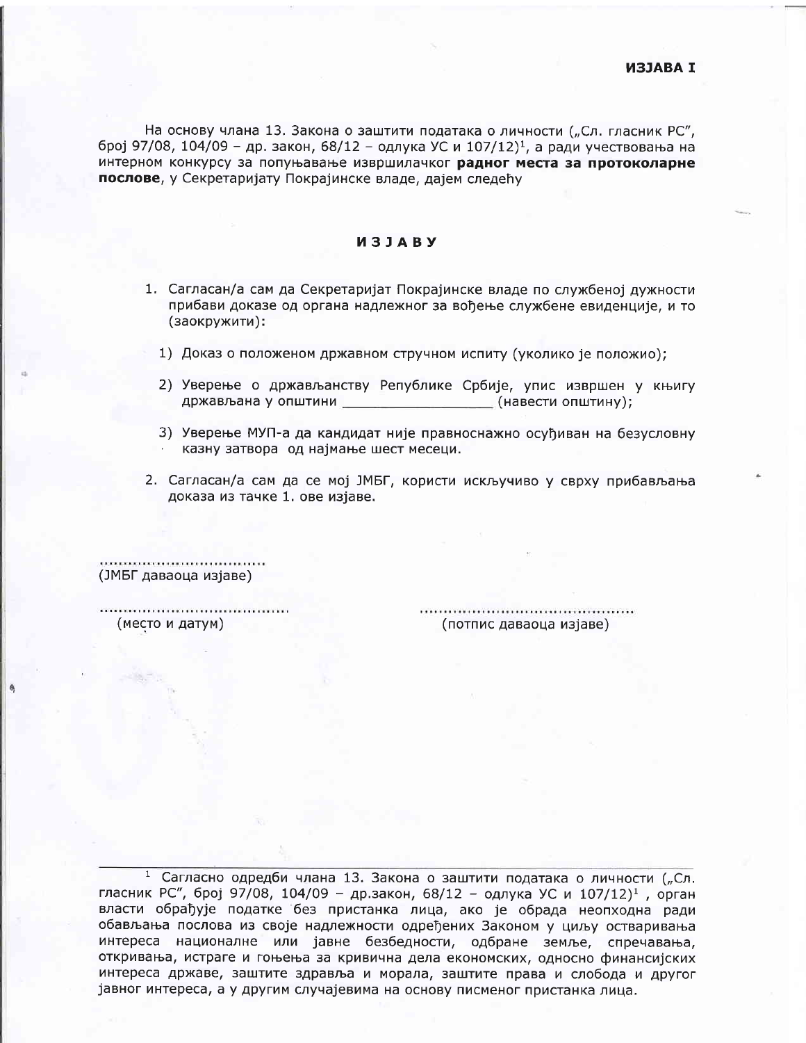**ИЗЈАВА I**

На основу члана 13. Закона о заштити података о личности („Сл. гласник РС", број 97/08, 104/09 – др. закон, 68/12 – одлука УС и 107/12)[1], а ради учествовања на интерном конкурсу за попуњавање извршилачког **радног места за протоколарне послове**, у Секретаријату Покрајинске владе, дајем следећу

## ИЗЈАВУ

1. Сагласан/а сам да Секретаријат Покрајинске владе по службеној дужности прибави доказе од органа надлежног за вођење службене евиденције, и то (заокружити):

   1) Доказ о положеном државном стручном испиту (уколико је положио);

   2) Уверење о држављанству Републике Србије, упис извршен у књигу држављана у општини ________________ (навести општину);

   3) Уверење МУП-а да кандидат није правноснажно осуђиван на безусловну казну затвора од најмање шест месеци.

2. Сагласан/а сам да се мој ЈМБГ, користи искључиво у сврху прибављања доказа из тачке 1. ове изјаве.

..................................
(ЈМБГ даваоца изјаве)

.......................................
(место и датум)

..........................................
(потпис даваоца изјаве)

---

[1] Сагласно одредби члана 13. Закона о заштити података о личности („Сл. гласник РС", број 97/08, 104/09 – др.закон, 68/12 – одлука УС и 107/12)[1], орган власти обрађује податке без пристанка лица, ако је обрада неопходна ради обављања послова из своје надлежности одређених Законом у циљу остваривања интереса националне или јавне безбедности, одбране земље, спречавања, откривања, истраге и гоњења за кривична дела економских, односно финансијских интереса државе, заштите здравља и морала, заштите права и слобода и другог јавног интереса, а у другим случајевима на основу писменог пристанка лица.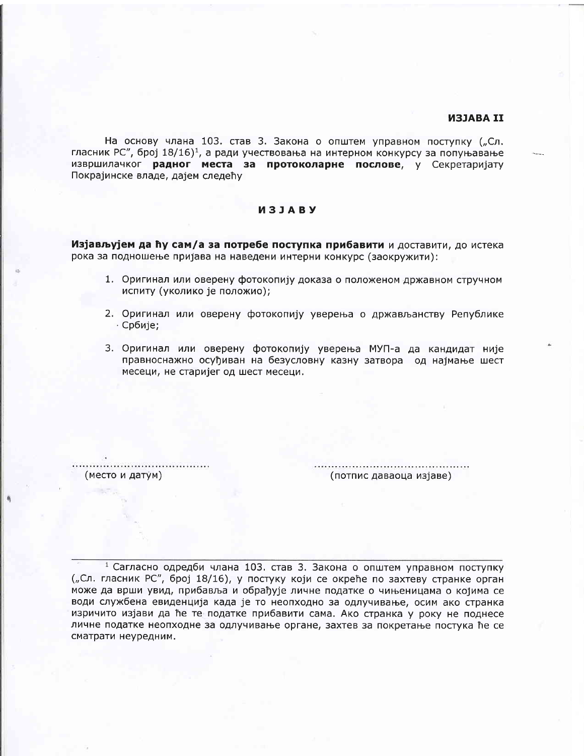**ИЗЈАВА II**

На основу члана 103. став 3. Закона о општем управном поступку („Сл. гласник РС", број 18/16)[1], а ради учествовања на интерном конкурсу за попуњавање извршилачког **радног места за протоколарне послове**, у Секретаријату Покрајинске владе, дајем следећу

**ИЗЈАВУ**

**Изјављујем да ћу сам/а за потребе поступка прибавити** и доставити, до истека рока за подношење пријава на наведени интерни конкурс (заокружити):

1. Оригинал или оверену фотокопију доказа о положеном државном стручном испиту (уколико је положио);
2. Оригинал или оверену фотокопију уверења о држављанству Републике Србије;
3. Оригинал или оверену фотокопију уверења МУП-а да кандидат није правноснажно осуђиван на безусловну казну затвора од најмање шест месеци, не старијег од шест месеци.

.......................................
(место и датум)

...........................................
(потпис даваоца изјаве)

---

[1] Сагласно одредби члана 103. став 3. Закона о општем управном поступку („Сл. гласник РС", број 18/16), у постуку који се окреће по захтеву странке орган може да врши увид, прибавља и обрађује личне податке о чињеницама о којима се води службена евиденција када је то неопходно за одлучивање, осим ако странка изричито изјави да ће те податке прибавити сама. Ако странка у року не поднесе личне податке неопходне за одлучивање органе, захтев за покретање постука ће се сматрати неуредним.